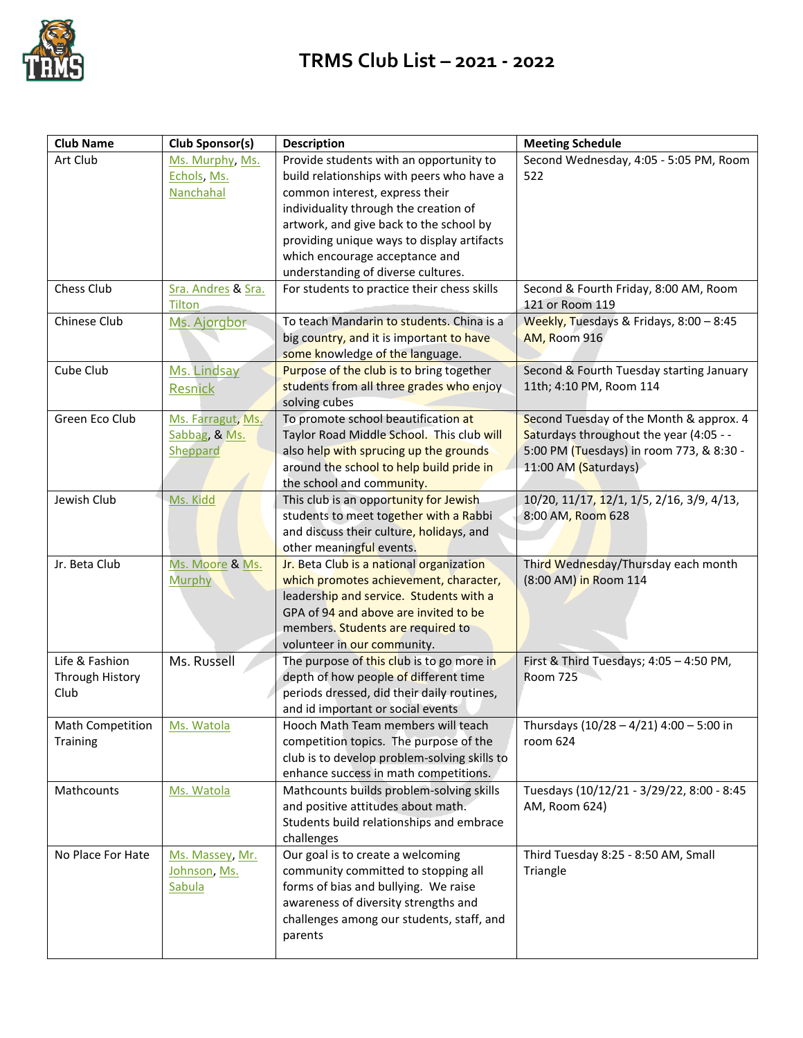# TRMS Club List – 2021 - 2022

| Club Name | Club Sponsor(s) | Description | Meeting Schedule |
|---|---|---|---|
| Art Club | Ms. Murphy, Ms. Echols, Ms. Nanchahal | Provide students with an opportunity to build relationships with peers who have a common interest, express their individuality through the creation of artwork, and give back to the school by providing unique ways to display artifacts which encourage acceptance and understanding of diverse cultures. | Second Wednesday, 4:05 - 5:05 PM, Room 522 |
| Chess Club | Sra. Andres & Sra. Tilton | For students to practice their chess skills | Second & Fourth Friday, 8:00 AM, Room 121 or Room 119 |
| Chinese Club | Ms. Ajorgbor | To teach Mandarin to students. China is a big country, and it is important to have some knowledge of the language. | Weekly, Tuesdays & Fridays, 8:00 – 8:45 AM, Room 916 |
| Cube Club | Ms. Lindsay Resnick | Purpose of the club is to bring together students from all three grades who enjoy solving cubes | Second & Fourth Tuesday starting January 11th; 4:10 PM, Room 114 |
| Green Eco Club | Ms. Farragut, Ms. Sabbag, & Ms. Sheppard | To promote school beautification at Taylor Road Middle School. This club will also help with sprucing up the grounds around the school to help build pride in the school and community. | Second Tuesday of the Month & approx. 4 Saturdays throughout the year (4:05 - - 5:00 PM (Tuesdays) in room 773, & 8:30 - 11:00 AM (Saturdays) |
| Jewish Club | Ms. Kidd | This club is an opportunity for Jewish students to meet together with a Rabbi and discuss their culture, holidays, and other meaningful events. | 10/20, 11/17, 12/1, 1/5, 2/16, 3/9, 4/13, 8:00 AM, Room 628 |
| Jr. Beta Club | Ms. Moore & Ms. Murphy | Jr. Beta Club is a national organization which promotes achievement, character, leadership and service. Students with a GPA of 94 and above are invited to be members. Students are required to volunteer in our community. | Third Wednesday/Thursday each month (8:00 AM) in Room 114 |
| Life & Fashion Through History Club | Ms. Russell | The purpose of this club is to go more in depth of how people of different time periods dressed, did their daily routines, and id important or social events | First & Third Tuesdays; 4:05 – 4:50 PM, Room 725 |
| Math Competition Training | Ms. Watola | Hooch Math Team members will teach competition topics. The purpose of the club is to develop problem-solving skills to enhance success in math competitions. | Thursdays (10/28 – 4/21) 4:00 – 5:00 in room 624 |
| Mathcounts | Ms. Watola | Mathcounts builds problem-solving skills and positive attitudes about math. Students build relationships and embrace challenges | Tuesdays (10/12/21 - 3/29/22, 8:00 - 8:45 AM, Room 624) |
| No Place For Hate | Ms. Massey, Mr. Johnson, Ms. Sabula | Our goal is to create a welcoming community committed to stopping all forms of bias and bullying. We raise awareness of diversity strengths and challenges among our students, staff, and parents | Third Tuesday 8:25 - 8:50 AM, Small Triangle |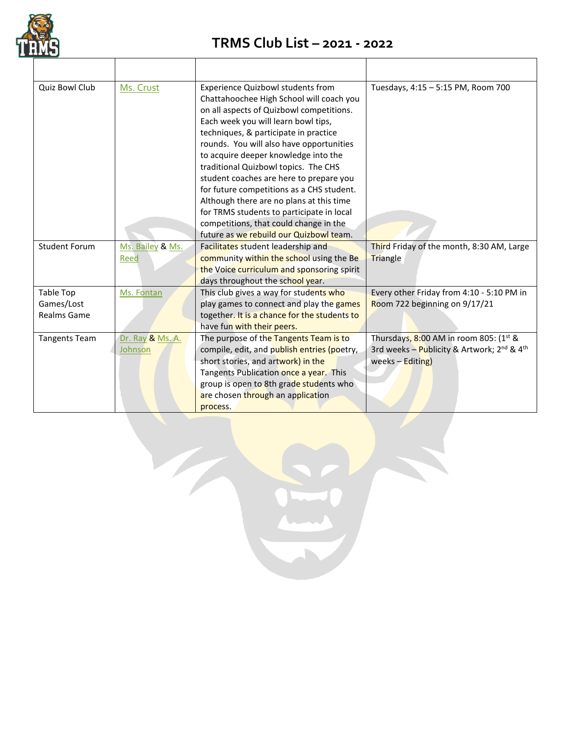# TRMS Club List – 2021 - 2022

| | | | |
|---|---|---|---|
| Quiz Bowl Club | Ms. Crust | Experience Quizbowl students from Chattahoochee High School will coach you on all aspects of Quizbowl competitions. Each week you will learn bowl tips, techniques, & participate in practice rounds. You will also have opportunities to acquire deeper knowledge into the traditional Quizbowl topics. The CHS student coaches are here to prepare you for future competitions as a CHS student. Although there are no plans at this time for TRMS students to participate in local competitions, that could change in the future as we rebuild our Quizbowl team. | Tuesdays, 4:15 – 5:15 PM, Room 700 |
| Student Forum | Ms. Bailey & Ms. Reed | Facilitates student leadership and community within the school using the Be the Voice curriculum and sponsoring spirit days throughout the school year. | Third Friday of the month, 8:30 AM, Large Triangle |
| Table Top Games/Lost Realms Game | Ms. Fontan | This club gives a way for students who play games to connect and play the games together. It is a chance for the students to have fun with their peers. | Every other Friday from 4:10 - 5:10 PM in Room 722 beginning on 9/17/21 |
| Tangents Team | Dr. Ray & Ms. A. Johnson | The purpose of the Tangents Team is to compile, edit, and publish entries (poetry, short stories, and artwork) in the Tangents Publication once a year. This group is open to 8th grade students who are chosen through an application process. | Thursdays, 8:00 AM in room 805: (1st & 3rd weeks – Publicity & Artwork; 2nd & 4th weeks – Editing) |